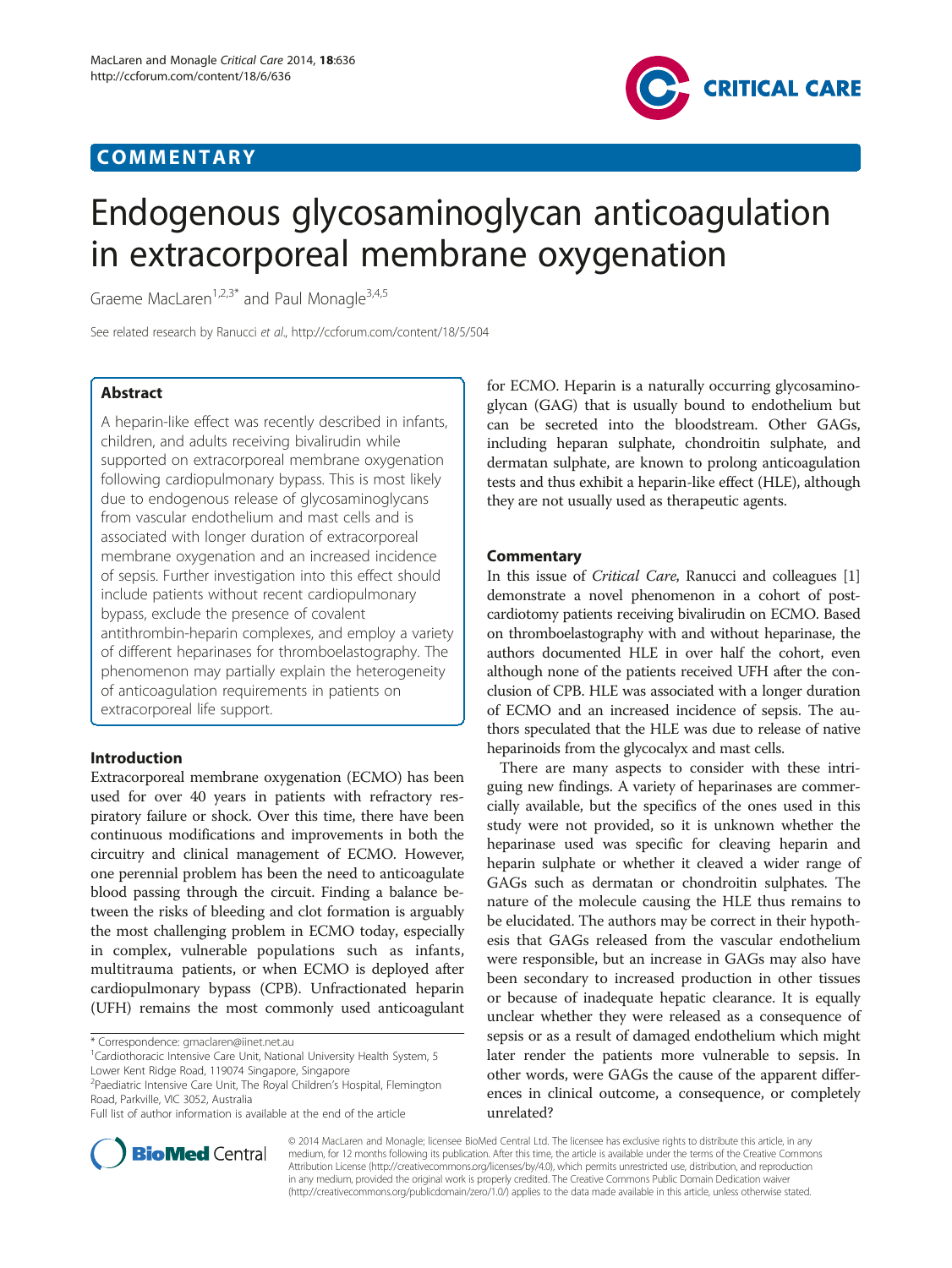COMMENTARY

# Endogenous glycosaminoglycan anticoagulation in extracorporeal membrane oxygenation

Graeme MacLaren[1,2,3*] and Paul Monagle[3,4,5]

See related research by Ranucci et al., http://ccforum.com/content/18/5/504

## Abstract

A heparin-like effect was recently described in infants, children, and adults receiving bivalirudin while supported on extracorporeal membrane oxygenation following cardiopulmonary bypass. This is most likely due to endogenous release of glycosaminoglycans from vascular endothelium and mast cells and is associated with longer duration of extracorporeal membrane oxygenation and an increased incidence of sepsis. Further investigation into this effect should include patients without recent cardiopulmonary bypass, exclude the presence of covalent antithrombin-heparin complexes, and employ a variety of different heparinases for thromboelastography. The phenomenon may partially explain the heterogeneity of anticoagulation requirements in patients on extracorporeal life support.

## Introduction

Extracorporeal membrane oxygenation (ECMO) has been used for over 40 years in patients with refractory respiratory failure or shock. Over this time, there have been continuous modifications and improvements in both the circuitry and clinical management of ECMO. However, one perennial problem has been the need to anticoagulate blood passing through the circuit. Finding a balance between the risks of bleeding and clot formation is arguably the most challenging problem in ECMO today, especially in complex, vulnerable populations such as infants, multitrauma patients, or when ECMO is deployed after cardiopulmonary bypass (CPB). Unfractionated heparin (UFH) remains the most commonly used anticoagulant for ECMO. Heparin is a naturally occurring glycosaminoglycan (GAG) that is usually bound to endothelium but can be secreted into the bloodstream. Other GAGs, including heparan sulphate, chondroitin sulphate, and dermatan sulphate, are known to prolong anticoagulation tests and thus exhibit a heparin-like effect (HLE), although they are not usually used as therapeutic agents.

## Commentary

In this issue of *Critical Care*, Ranucci and colleagues [1] demonstrate a novel phenomenon in a cohort of post-cardiotomy patients receiving bivalirudin on ECMO. Based on thromboelastography with and without heparinase, the authors documented HLE in over half the cohort, even although none of the patients received UFH after the conclusion of CPB. HLE was associated with a longer duration of ECMO and an increased incidence of sepsis. The authors speculated that the HLE was due to release of native heparinoids from the glycocalyx and mast cells.

There are many aspects to consider with these intriguing new findings. A variety of heparinases are commercially available, but the specifics of the ones used in this study were not provided, so it is unknown whether the heparinase used was specific for cleaving heparin and heparin sulphate or whether it cleaved a wider range of GAGs such as dermatan or chondroitin sulphates. The nature of the molecule causing the HLE thus remains to be elucidated. The authors may be correct in their hypothesis that GAGs released from the vascular endothelium were responsible, but an increase in GAGs may also have been secondary to increased production in other tissues or because of inadequate hepatic clearance. It is equally unclear whether they were released as a consequence of sepsis or as a result of damaged endothelium which might later render the patients more vulnerable to sepsis. In other words, were GAGs the cause of the apparent differences in clinical outcome, a consequence, or completely unrelated?

\* Correspondence: gmaclaren@iinet.net.au
[1]Cardiothoracic Intensive Care Unit, National University Health System, 5 Lower Kent Ridge Road, 119074 Singapore, Singapore
[2]Paediatric Intensive Care Unit, The Royal Children's Hospital, Flemington Road, Parkville, VIC 3052, Australia
Full list of author information is available at the end of the article

© 2014 MacLaren and Monagle; licensee BioMed Central Ltd. The licensee has exclusive rights to distribute this article, in any medium, for 12 months following its publication. After this time, the article is available under the terms of the Creative Commons Attribution License (http://creativecommons.org/licenses/by/4.0), which permits unrestricted use, distribution, and reproduction in any medium, provided the original work is properly credited. The Creative Commons Public Domain Dedication waiver (http://creativecommons.org/publicdomain/zero/1.0/) applies to the data made available in this article, unless otherwise stated.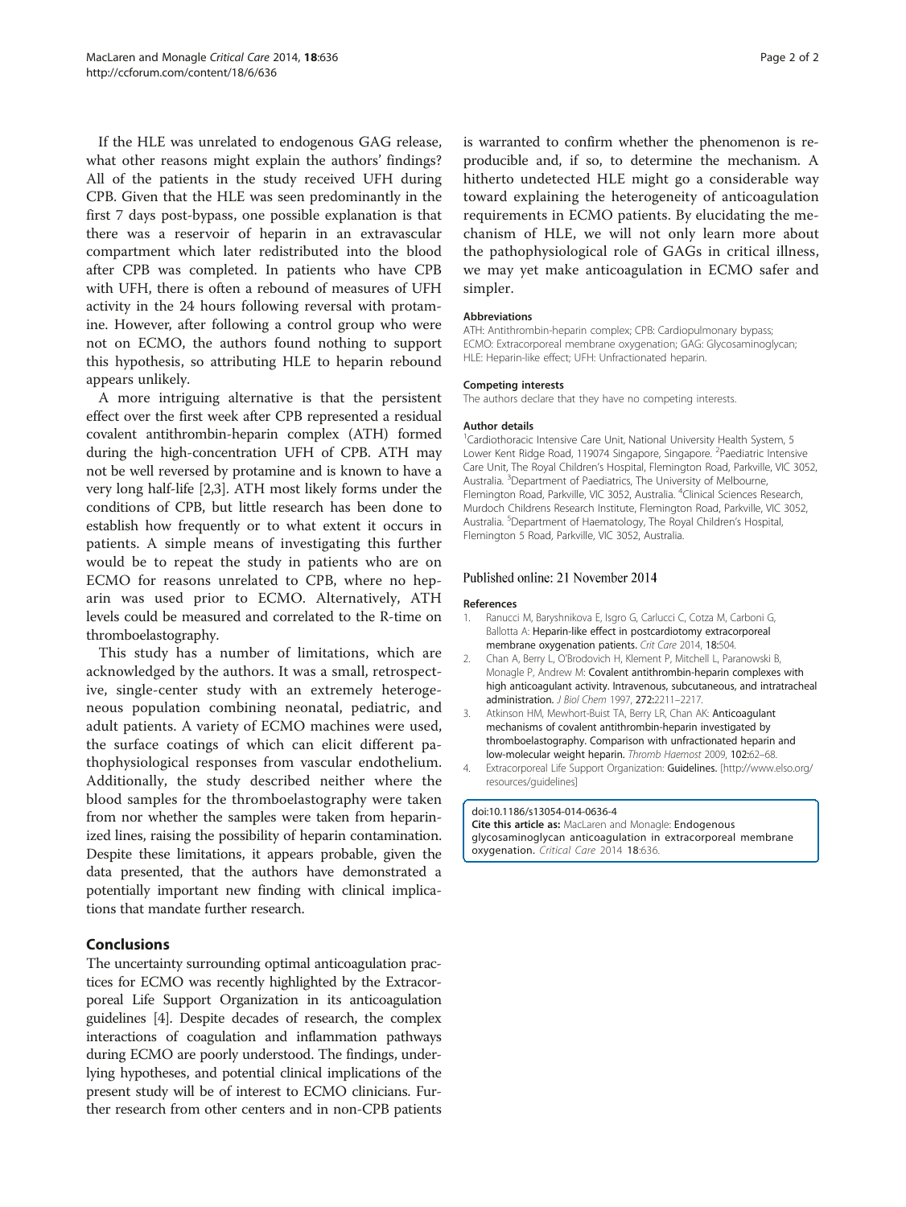If the HLE was unrelated to endogenous GAG release, what other reasons might explain the authors' findings? All of the patients in the study received UFH during CPB. Given that the HLE was seen predominantly in the first 7 days post-bypass, one possible explanation is that there was a reservoir of heparin in an extravascular compartment which later redistributed into the blood after CPB was completed. In patients who have CPB with UFH, there is often a rebound of measures of UFH activity in the 24 hours following reversal with protamine. However, after following a control group who were not on ECMO, the authors found nothing to support this hypothesis, so attributing HLE to heparin rebound appears unlikely.

A more intriguing alternative is that the persistent effect over the first week after CPB represented a residual covalent antithrombin-heparin complex (ATH) formed during the high-concentration UFH of CPB. ATH may not be well reversed by protamine and is known to have a very long half-life [2,3]. ATH most likely forms under the conditions of CPB, but little research has been done to establish how frequently or to what extent it occurs in patients. A simple means of investigating this further would be to repeat the study in patients who are on ECMO for reasons unrelated to CPB, where no heparin was used prior to ECMO. Alternatively, ATH levels could be measured and correlated to the R-time on thromboelastography.

This study has a number of limitations, which are acknowledged by the authors. It was a small, retrospective, single-center study with an extremely heterogeneous population combining neonatal, pediatric, and adult patients. A variety of ECMO machines were used, the surface coatings of which can elicit different pathophysiological responses from vascular endothelium. Additionally, the study described neither where the blood samples for the thromboelastography were taken from nor whether the samples were taken from heparinized lines, raising the possibility of heparin contamination. Despite these limitations, it appears probable, given the data presented, that the authors have demonstrated a potentially important new finding with clinical implications that mandate further research.

## Conclusions

The uncertainty surrounding optimal anticoagulation practices for ECMO was recently highlighted by the Extracorporeal Life Support Organization in its anticoagulation guidelines [4]. Despite decades of research, the complex interactions of coagulation and inflammation pathways during ECMO are poorly understood. The findings, underlying hypotheses, and potential clinical implications of the present study will be of interest to ECMO clinicians. Further research from other centers and in non-CPB patients is warranted to confirm whether the phenomenon is reproducible and, if so, to determine the mechanism. A hitherto undetected HLE might go a considerable way toward explaining the heterogeneity of anticoagulation requirements in ECMO patients. By elucidating the mechanism of HLE, we will not only learn more about the pathophysiological role of GAGs in critical illness, we may yet make anticoagulation in ECMO safer and simpler.

#### Abbreviations

ATH: Antithrombin-heparin complex; CPB: Cardiopulmonary bypass; ECMO: Extracorporeal membrane oxygenation; GAG: Glycosaminoglycan; HLE: Heparin-like effect; UFH: Unfractionated heparin.

#### Competing interests

The authors declare that they have no competing interests.

#### Author details

[1]Cardiothoracic Intensive Care Unit, National University Health System, 5 Lower Kent Ridge Road, 119074 Singapore, Singapore. [2]Paediatric Intensive Care Unit, The Royal Children's Hospital, Flemington Road, Parkville, VIC 3052, Australia. [3]Department of Paediatrics, The University of Melbourne, Flemington Road, Parkville, VIC 3052, Australia. [4]Clinical Sciences Research, Murdoch Childrens Research Institute, Flemington Road, Parkville, VIC 3052, Australia. [5]Department of Haematology, The Royal Children's Hospital, Flemington 5 Road, Parkville, VIC 3052, Australia.

Published online: 21 November 2014

#### References

1. Ranucci M, Baryshnikova E, Isgro G, Carlucci C, Cotza M, Carboni G, Ballotta A: **Heparin-like effect in postcardiotomy extracorporeal membrane oxygenation patients.** *Crit Care* 2014, **18:**504.
2. Chan A, Berry L, O'Brodovich H, Klement P, Mitchell L, Paranowski B, Monagle P, Andrew M: **Covalent antithrombin-heparin complexes with high anticoagulant activity. Intravenous, subcutaneous, and intratracheal administration.** *J Biol Chem* 1997, **272:**2211–2217.
3. Atkinson HM, Mewhort-Buist TA, Berry LR, Chan AK: **Anticoagulant mechanisms of covalent antithrombin-heparin investigated by thromboelastography. Comparison with unfractionated heparin and low-molecular weight heparin.** *Thromb Haemost* 2009, **102:**62–68.
4. Extracorporeal Life Support Organization: **Guidelines.** [http://www.elso.org/resources/guidelines]

doi:10.1186/s13054-014-0636-4
**Cite this article as:** MacLaren and Monagle: **Endogenous glycosaminoglycan anticoagulation in extracorporeal membrane oxygenation.** *Critical Care* 2014 **18**:636.